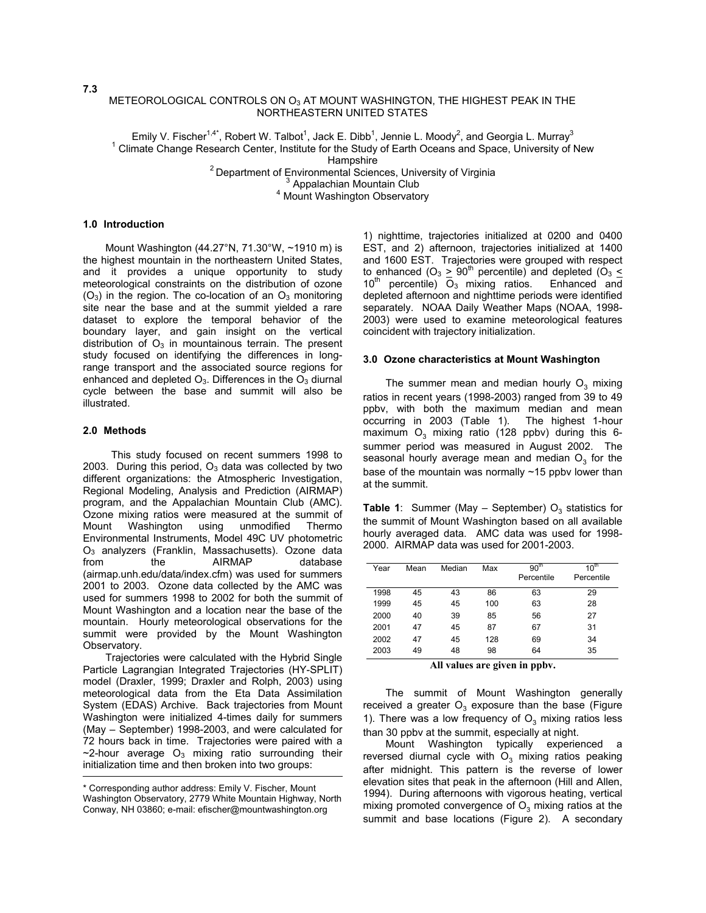7.3

# METEOROLOGICAL CONTROLS ON $O_3$ AT MOUNT WASHINGTON, THE HIGHEST PEAK IN THE NORTHEASTERN UNITED STATES

Emily V. Fischer[1,4*], Robert W. Talbot[1], Jack E. Dibb[1], Jennie L. Moody[2], and Georgia L. Murray[3]

[1] Climate Change Research Center, Institute for the Study of Earth Oceans and Space, University of New Hampshire

[2] Department of Environmental Sciences, University of Virginia

[3] Appalachian Mountain Club

[4] Mount Washington Observatory

## 1.0 Introduction

Mount Washington (44.27°N, 71.30°W, ~1910 m) is the highest mountain in the northeastern United States, and it provides a unique opportunity to study meteorological constraints on the distribution of ozone ($O_3$) in the region. The co-location of an $O_3$ monitoring site near the base and at the summit yielded a rare dataset to explore the temporal behavior of the boundary layer, and gain insight on the vertical distribution of $O_3$ in mountainous terrain. The present study focused on identifying the differences in long-range transport and the associated source regions for enhanced and depleted $O_3$. Differences in the $O_3$ diurnal cycle between the base and summit will also be illustrated.

## 2.0 Methods

This study focused on recent summers 1998 to 2003. During this period, $O_3$ data was collected by two different organizations: the Atmospheric Investigation, Regional Modeling, Analysis and Prediction (AIRMAP) program, and the Appalachian Mountain Club (AMC). Ozone mixing ratios were measured at the summit of Mount Washington using unmodified Thermo Environmental Instruments, Model 49C UV photometric $O_3$ analyzers (Franklin, Massachusetts). Ozone data from the AIRMAP database (airmap.unh.edu/data/index.cfm) was used for summers 2001 to 2003. Ozone data collected by the AMC was used for summers 1998 to 2002 for both the summit of Mount Washington and a location near the base of the mountain. Hourly meteorological observations for the summit were provided by the Mount Washington Observatory.

Trajectories were calculated with the Hybrid Single Particle Lagrangian Integrated Trajectories (HY-SPLIT) model (Draxler, 1999; Draxler and Rolph, 2003) using meteorological data from the Eta Data Assimilation System (EDAS) Archive. Back trajectories from Mount Washington were initialized 4-times daily for summers (May – September) 1998-2003, and were calculated for 72 hours back in time. Trajectories were paired with a ~2-hour average $O_3$ mixing ratio surrounding their initialization time and then broken into two groups: 1) nighttime, trajectories initialized at 0200 and 0400 EST, and 2) afternoon, trajectories initialized at 1400 and 1600 EST. Trajectories were grouped with respect to enhanced ($O_3 \geq 90^{th}$ percentile) and depleted ($O_3 \leq 10^{th}$ percentile) $O_3$ mixing ratios. Enhanced and depleted afternoon and nighttime periods were identified separately. NOAA Daily Weather Maps (NOAA, 1998-2003) were used to examine meteorological features coincident with trajectory initialization.

## 3.0 Ozone characteristics at Mount Washington

The summer mean and median hourly $O_3$ mixing ratios in recent years (1998-2003) ranged from 39 to 49 ppbv, with both the maximum median and mean occurring in 2003 (Table 1). The highest 1-hour maximum $O_3$ mixing ratio (128 ppbv) during this 6-summer period was measured in August 2002. The seasonal hourly average mean and median $O_3$ for the base of the mountain was normally ~15 ppbv lower than at the summit.

**Table 1**: Summer (May – September) $O_3$ statistics for the summit of Mount Washington based on all available hourly averaged data. AMC data was used for 1998-2000. AIRMAP data was used for 2001-2003.

| Year | Mean | Median | Max | $90^{th}$ Percentile | $10^{th}$ Percentile |
|---|---|---|---|---|---|
| 1998 | 45 | 43 | 86 | 63 | 29 |
| 1999 | 45 | 45 | 100 | 63 | 28 |
| 2000 | 40 | 39 | 85 | 56 | 27 |
| 2001 | 47 | 45 | 87 | 67 | 31 |
| 2002 | 47 | 45 | 128 | 69 | 34 |
| 2003 | 49 | 48 | 98 | 64 | 35 |

**All values are given in ppbv.**

The summit of Mount Washington generally received a greater $O_3$ exposure than the base (Figure 1). There was a low frequency of $O_3$ mixing ratios less than 30 ppbv at the summit, especially at night.

Mount Washington typically experienced a reversed diurnal cycle with $O_3$ mixing ratios peaking after midnight. This pattern is the reverse of lower elevation sites that peak in the afternoon (Hill and Allen, 1994). During afternoons with vigorous heating, vertical mixing promoted convergence of $O_3$ mixing ratios at the summit and base locations (Figure 2). A secondary

\* Corresponding author address: Emily V. Fischer, Mount Washington Observatory, 2779 White Mountain Highway, North Conway, NH 03860; e-mail: efischer@mountwashington.org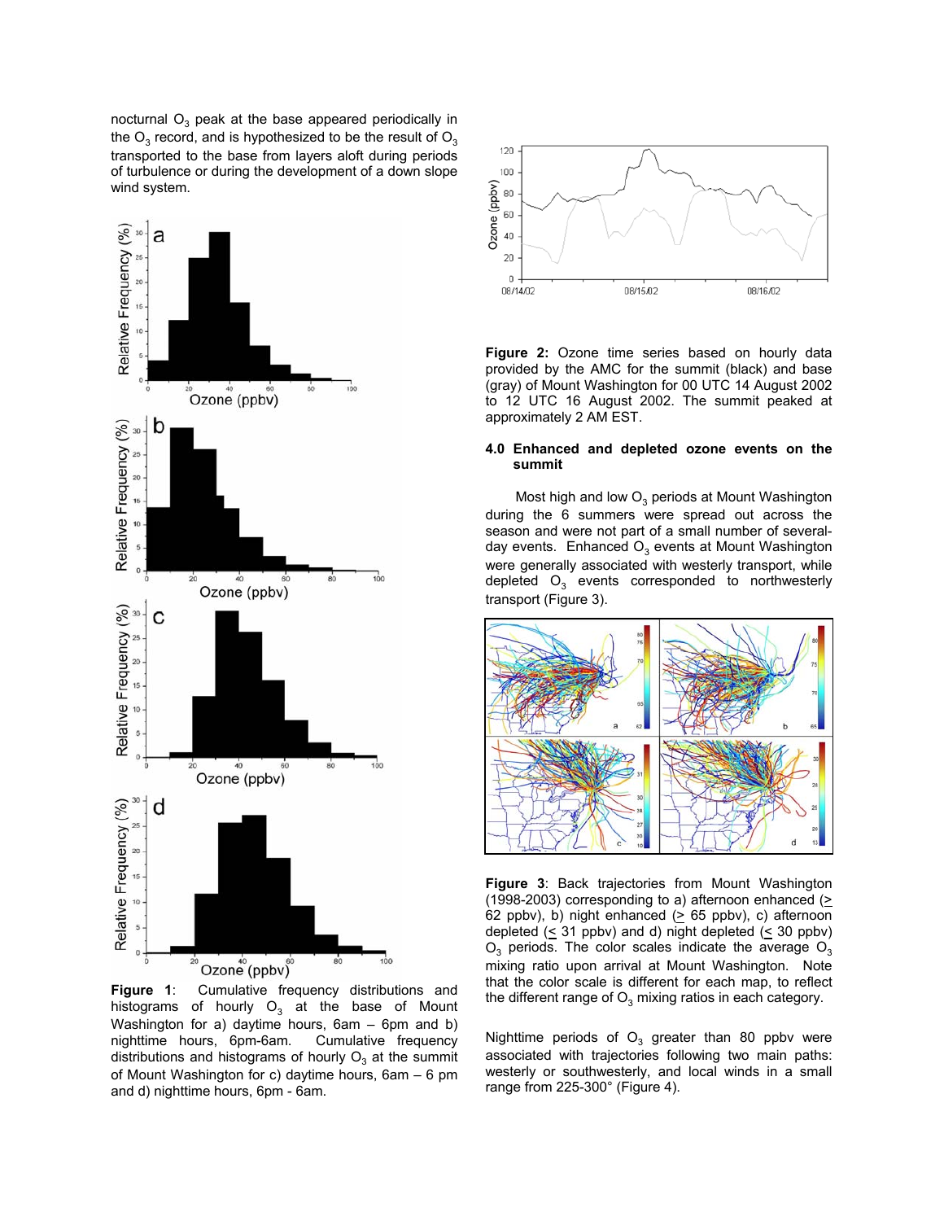nocturnal $O_3$ peak at the base appeared periodically in the $O_3$ record, and is hypothesized to be the result of $O_3$ transported to the base from layers aloft during periods of turbulence or during the development of a down slope wind system.

a
Relative Frequency (%)
Ozone (ppbv)

b
Relative Frequency (%)
Ozone (ppbv)

c
Relative Frequency (%)
Ozone (ppbv)

d
Relative Frequency (%)
Ozone (ppbv)

**Figure 1**: Cumulative frequency distributions and histograms of hourly $O_3$ at the base of Mount Washington for a) daytime hours, 6am – 6pm and b) nighttime hours, 6pm-6am. Cumulative frequency distributions and histograms of hourly $O_3$ at the summit of Mount Washington for c) daytime hours, 6am – 6 pm and d) nighttime hours, 6pm - 6am.

Ozone (ppbv)
08/14/02
08/15/02
08/16/02

**Figure 2:** Ozone time series based on hourly data provided by the AMC for the summit (black) and base (gray) of Mount Washington for 00 UTC 14 August 2002 to 12 UTC 16 August 2002. The summit peaked at approximately 2 AM EST.

### 4.0 Enhanced and depleted ozone events on the summit

Most high and low $O_3$ periods at Mount Washington during the 6 summers were spread out across the season and were not part of a small number of several-day events. Enhanced $O_3$ events at Mount Washington were generally associated with westerly transport, while depleted $O_3$ events corresponded to northwesterly transport (Figure 3).

**Figure 3**: Back trajectories from Mount Washington (1998-2003) corresponding to a) afternoon enhanced (≥ 62 ppbv), b) night enhanced (≥ 65 ppbv), c) afternoon depleted (≤ 31 ppbv) and d) night depleted (≤ 30 ppbv) $O_3$ periods. The color scales indicate the average $O_3$ mixing ratio upon arrival at Mount Washington. Note that the color scale is different for each map, to reflect the different range of $O_3$ mixing ratios in each category.

Nighttime periods of $O_3$ greater than 80 ppbv were associated with trajectories following two main paths: westerly or southwesterly, and local winds in a small range from 225-300° (Figure 4).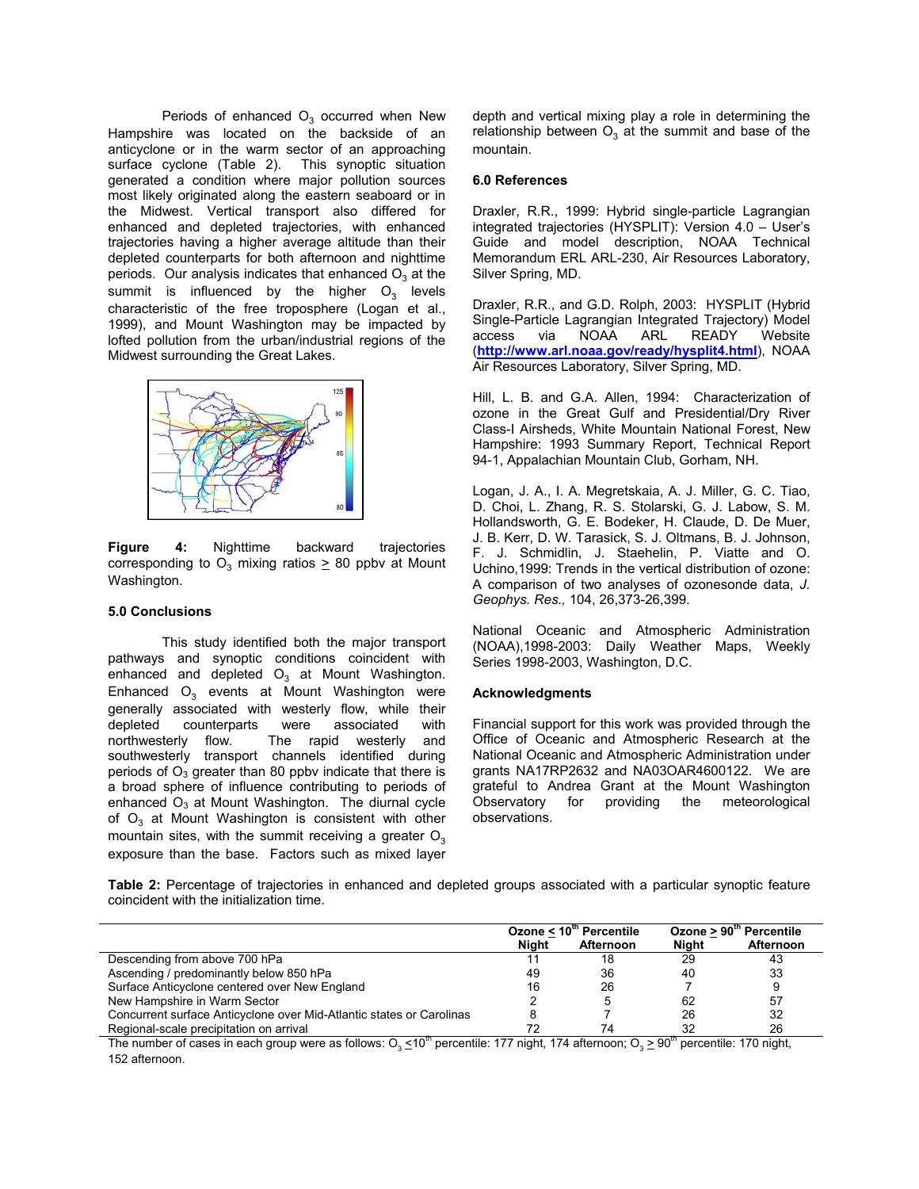Periods of enhanced $O_3$ occurred when New Hampshire was located on the backside of an anticyclone or in the warm sector of an approaching surface cyclone (Table 2). This synoptic situation generated a condition where major pollution sources most likely originated along the eastern seaboard or in the Midwest. Vertical transport also differed for enhanced and depleted trajectories, with enhanced trajectories having a higher average altitude than their depleted counterparts for both afternoon and nighttime periods. Our analysis indicates that enhanced $O_3$ at the summit is influenced by the higher $O_3$ levels characteristic of the free troposphere (Logan et al., 1999), and Mount Washington may be impacted by lofted pollution from the urban/industrial regions of the Midwest surrounding the Great Lakes.

125
90
85
80

**Figure 4:** Nighttime backward trajectories corresponding to $O_3$ mixing ratios $\geq$ 80 ppbv at Mount Washington.

### 5.0 Conclusions

This study identified both the major transport pathways and synoptic conditions coincident with enhanced and depleted $O_3$ at Mount Washington. Enhanced $O_3$ events at Mount Washington were generally associated with westerly flow, while their depleted counterparts were associated with northwesterly flow. The rapid westerly and southwesterly transport channels identified during periods of $O_3$ greater than 80 ppbv indicate that there is a broad sphere of influence contributing to periods of enhanced $O_3$ at Mount Washington. The diurnal cycle of $O_3$ at Mount Washington is consistent with other mountain sites, with the summit receiving a greater $O_3$ exposure than the base. Factors such as mixed layer depth and vertical mixing play a role in determining the relationship between $O_3$ at the summit and base of the mountain.

### 6.0 References

Draxler, R.R., 1999: Hybrid single-particle Lagrangian integrated trajectories (HYSPLIT): Version 4.0 – User's Guide and model description, NOAA Technical Memorandum ERL ARL-230, Air Resources Laboratory, Silver Spring, MD.

Draxler, R.R., and G.D. Rolph, 2003: HYSPLIT (Hybrid Single-Particle Lagrangian Integrated Trajectory) Model access via NOAA ARL READY Website (**http://www.arl.noaa.gov/ready/hysplit4.html**), NOAA Air Resources Laboratory, Silver Spring, MD.

Hill, L. B. and G.A. Allen, 1994: Characterization of ozone in the Great Gulf and Presidential/Dry River Class-I Airsheds, White Mountain National Forest, New Hampshire: 1993 Summary Report, Technical Report 94-1, Appalachian Mountain Club, Gorham, NH.

Logan, J. A., I. A. Megretskaia, A. J. Miller, G. C. Tiao, D. Choi, L. Zhang, R. S. Stolarski, G. J. Labow, S. M. Hollandsworth, G. E. Bodeker, H. Claude, D. De Muer, J. B. Kerr, D. W. Tarasick, S. J. Oltmans, B. J. Johnson, F. J. Schmidlin, J. Staehelin, P. Viatte and O. Uchino,1999: Trends in the vertical distribution of ozone: A comparison of two analyses of ozonesonde data, *J. Geophys. Res.,* 104, 26,373-26,399.

National Oceanic and Atmospheric Administration (NOAA),1998-2003: Daily Weather Maps, Weekly Series 1998-2003, Washington, D.C.

### Acknowledgments

Financial support for this work was provided through the Office of Oceanic and Atmospheric Research at the National Oceanic and Atmospheric Administration under grants NA17RP2632 and NA03OAR4600122. We are grateful to Andrea Grant at the Mount Washington Observatory for providing the meteorological observations.

**Table 2:** Percentage of trajectories in enhanced and depleted groups associated with a particular synoptic feature coincident with the initialization time.

| | Ozone $\leq$ 10th Percentile | | Ozone $\geq$ 90th Percentile | |
|---|---|---|---|---|
| | Night | Afternoon | Night | Afternoon |
| Descending from above 700 hPa | 11 | 18 | 29 | 43 |
| Ascending / predominantly below 850 hPa | 49 | 36 | 40 | 33 |
| Surface Anticyclone centered over New England | 16 | 26 | 7 | 9 |
| New Hampshire in Warm Sector | 2 | 5 | 62 | 57 |
| Concurrent surface Anticyclone over Mid-Atlantic states or Carolinas | 8 | 7 | 26 | 32 |
| Regional-scale precipitation on arrival | 72 | 74 | 32 | 26 |

The number of cases in each group were as follows: $O_3 \leq$10th percentile: 177 night, 174 afternoon; $O_3 \geq$ 90th percentile: 170 night, 152 afternoon.